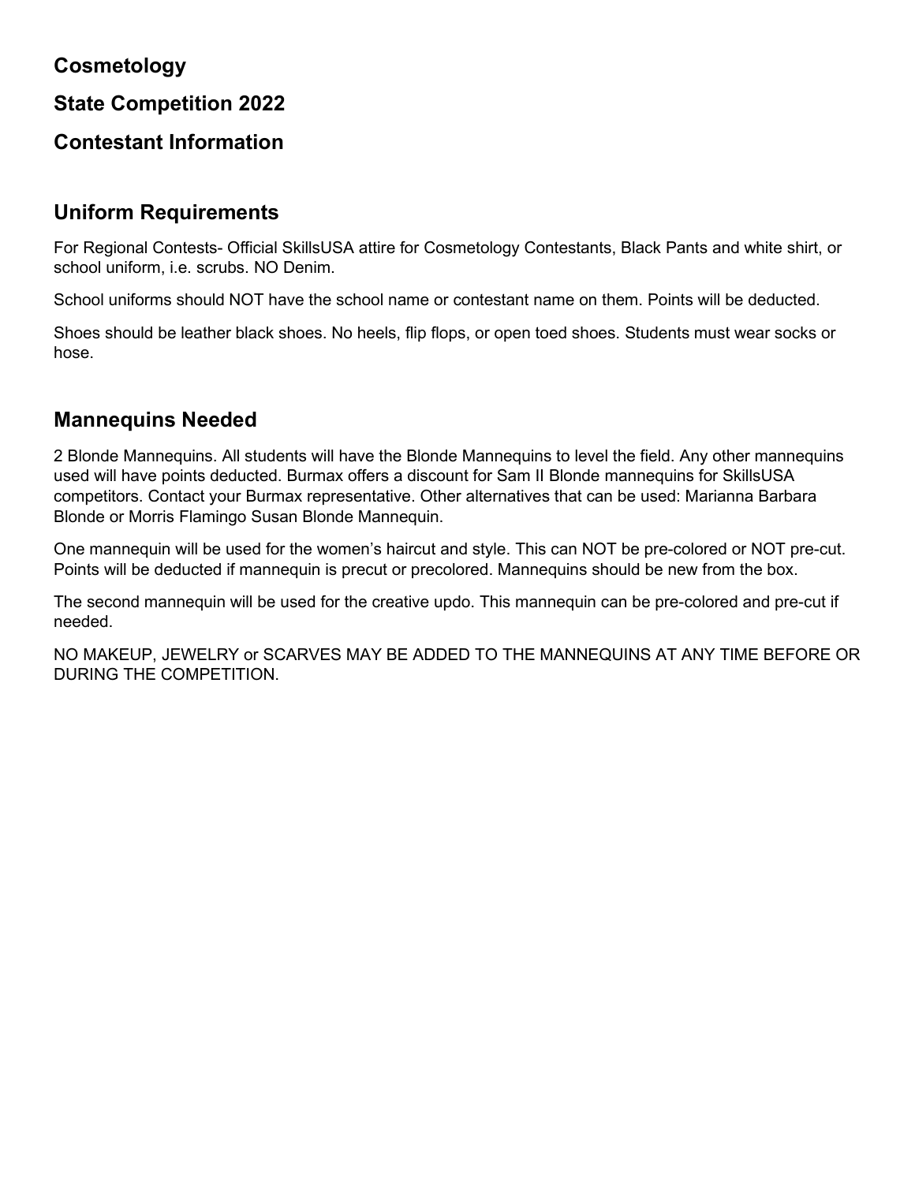# Cosmetology

# State Competition 2022

# Contestant Information

## Uniform Requirements

For Regional Contests- Official SkillsUSA attire for Cosmetology Contestants, Black Pants and white shirt, or school uniform, i.e. scrubs. NO Denim.

School uniforms should NOT have the school name or contestant name on them. Points will be deducted.

Shoes should be leather black shoes. No heels, flip flops, or open toed shoes. Students must wear socks or hose.

## Mannequins Needed

2 Blonde Mannequins. All students will have the Blonde Mannequins to level the field. Any other mannequins used will have points deducted. Burmax offers a discount for Sam II Blonde mannequins for SkillsUSA competitors. Contact your Burmax representative. Other alternatives that can be used: Marianna Barbara Blonde or Morris Flamingo Susan Blonde Mannequin.

One mannequin will be used for the women's haircut and style. This can NOT be pre-colored or NOT pre-cut. Points will be deducted if mannequin is precut or precolored. Mannequins should be new from the box.

The second mannequin will be used for the creative updo. This mannequin can be pre-colored and pre-cut if needed.

NO MAKEUP, JEWELRY or SCARVES MAY BE ADDED TO THE MANNEQUINS AT ANY TIME BEFORE OR DURING THE COMPETITION.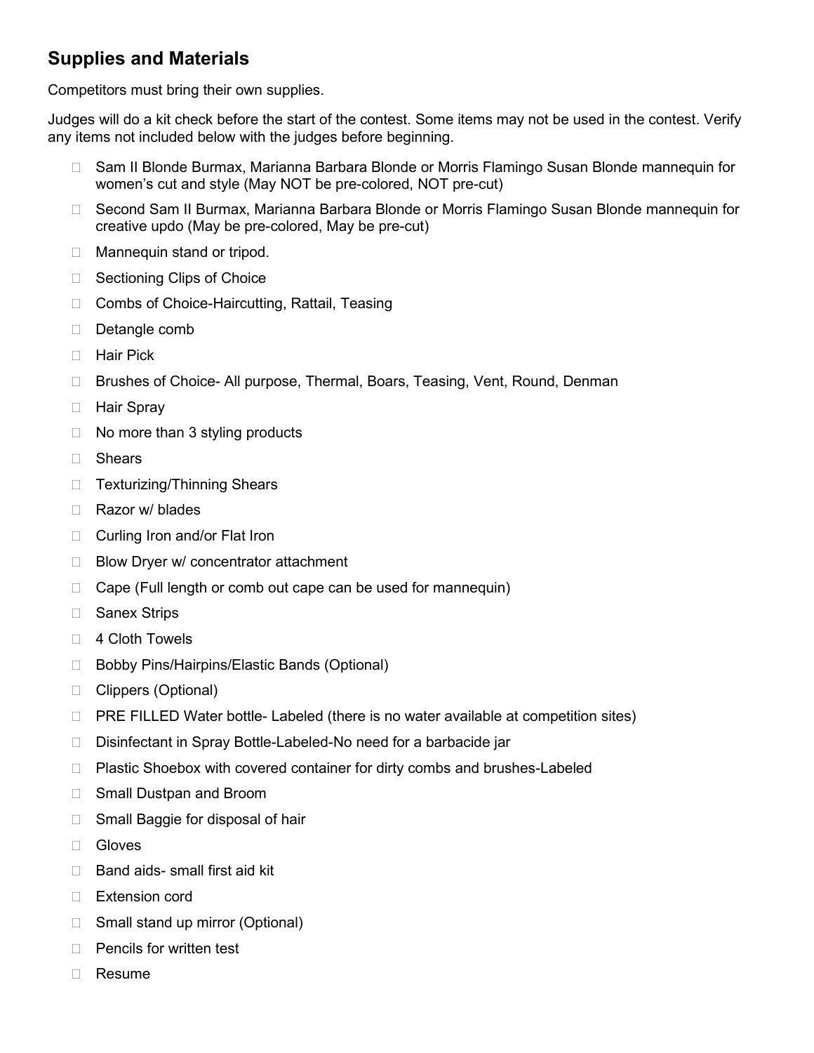## Supplies and Materials

Competitors must bring their own supplies.

Judges will do a kit check before the start of the contest. Some items may not be used in the contest. Verify any items not included below with the judges before beginning.

- Sam II Blonde Burmax, Marianna Barbara Blonde or Morris Flamingo Susan Blonde mannequin for women's cut and style (May NOT be pre-colored, NOT pre-cut)
- Second Sam II Burmax, Marianna Barbara Blonde or Morris Flamingo Susan Blonde mannequin for creative updo (May be pre-colored, May be pre-cut)
- Mannequin stand or tripod.
- Sectioning Clips of Choice
- Combs of Choice-Haircutting, Rattail, Teasing
- Detangle comb
- Hair Pick
- Brushes of Choice- All purpose, Thermal, Boars, Teasing, Vent, Round, Denman
- Hair Spray
- No more than 3 styling products
- Shears
- Texturizing/Thinning Shears
- Razor w/ blades
- Curling Iron and/or Flat Iron
- Blow Dryer w/ concentrator attachment
- Cape (Full length or comb out cape can be used for mannequin)
- Sanex Strips
- 4 Cloth Towels
- Bobby Pins/Hairpins/Elastic Bands (Optional)
- Clippers (Optional)
- PRE FILLED Water bottle- Labeled (there is no water available at competition sites)
- Disinfectant in Spray Bottle-Labeled-No need for a barbacide jar
- Plastic Shoebox with covered container for dirty combs and brushes-Labeled
- Small Dustpan and Broom
- Small Baggie for disposal of hair
- Gloves
- Band aids- small first aid kit
- Extension cord
- Small stand up mirror (Optional)
- Pencils for written test
- Resume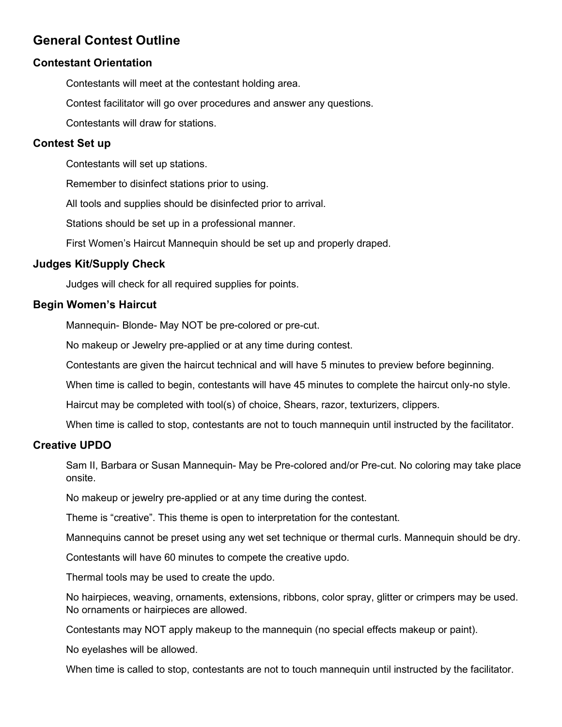## General Contest Outline

### Contestant Orientation

Contestants will meet at the contestant holding area.

Contest facilitator will go over procedures and answer any questions.

Contestants will draw for stations.

### Contest Set up

Contestants will set up stations.

Remember to disinfect stations prior to using.

All tools and supplies should be disinfected prior to arrival.

Stations should be set up in a professional manner.

First Women's Haircut Mannequin should be set up and properly draped.

### Judges Kit/Supply Check

Judges will check for all required supplies for points.

### Begin Women's Haircut

Mannequin- Blonde- May NOT be pre-colored or pre-cut.

No makeup or Jewelry pre-applied or at any time during contest.

Contestants are given the haircut technical and will have 5 minutes to preview before beginning.

When time is called to begin, contestants will have 45 minutes to complete the haircut only-no style.

Haircut may be completed with tool(s) of choice, Shears, razor, texturizers, clippers.

When time is called to stop, contestants are not to touch mannequin until instructed by the facilitator.

### Creative UPDO

Sam II, Barbara or Susan Mannequin- May be Pre-colored and/or Pre-cut. No coloring may take place onsite.

No makeup or jewelry pre-applied or at any time during the contest.

Theme is "creative". This theme is open to interpretation for the contestant.

Mannequins cannot be preset using any wet set technique or thermal curls. Mannequin should be dry.

Contestants will have 60 minutes to compete the creative updo.

Thermal tools may be used to create the updo.

No hairpieces, weaving, ornaments, extensions, ribbons, color spray, glitter or crimpers may be used. No ornaments or hairpieces are allowed.

Contestants may NOT apply makeup to the mannequin (no special effects makeup or paint).

No eyelashes will be allowed.

When time is called to stop, contestants are not to touch mannequin until instructed by the facilitator.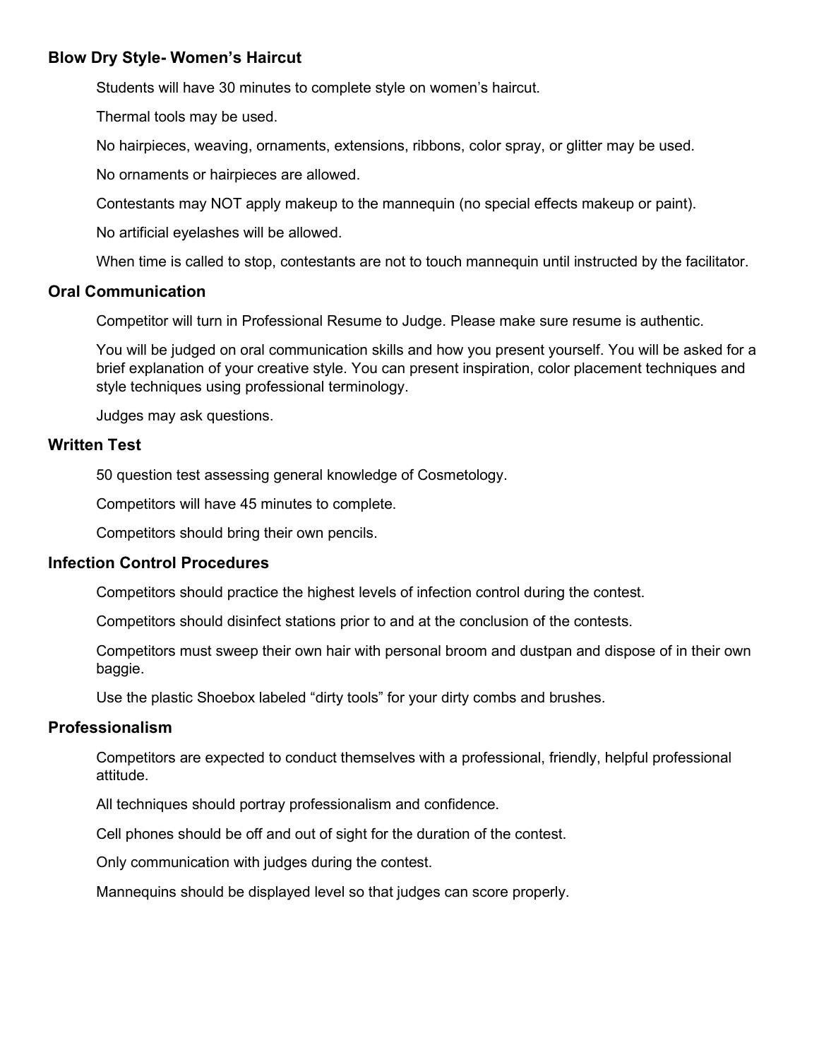### Blow Dry Style- Women's Haircut

Students will have 30 minutes to complete style on women's haircut.

Thermal tools may be used.

No hairpieces, weaving, ornaments, extensions, ribbons, color spray, or glitter may be used.

No ornaments or hairpieces are allowed.

Contestants may NOT apply makeup to the mannequin (no special effects makeup or paint).

No artificial eyelashes will be allowed.

When time is called to stop, contestants are not to touch mannequin until instructed by the facilitator.

### Oral Communication

Competitor will turn in Professional Resume to Judge. Please make sure resume is authentic.

You will be judged on oral communication skills and how you present yourself. You will be asked for a brief explanation of your creative style. You can present inspiration, color placement techniques and style techniques using professional terminology.

Judges may ask questions.

### Written Test

50 question test assessing general knowledge of Cosmetology.

Competitors will have 45 minutes to complete.

Competitors should bring their own pencils.

### Infection Control Procedures

Competitors should practice the highest levels of infection control during the contest.

Competitors should disinfect stations prior to and at the conclusion of the contests.

Competitors must sweep their own hair with personal broom and dustpan and dispose of in their own baggie.

Use the plastic Shoebox labeled "dirty tools" for your dirty combs and brushes.

### Professionalism

Competitors are expected to conduct themselves with a professional, friendly, helpful professional attitude.

All techniques should portray professionalism and confidence.

Cell phones should be off and out of sight for the duration of the contest.

Only communication with judges during the contest.

Mannequins should be displayed level so that judges can score properly.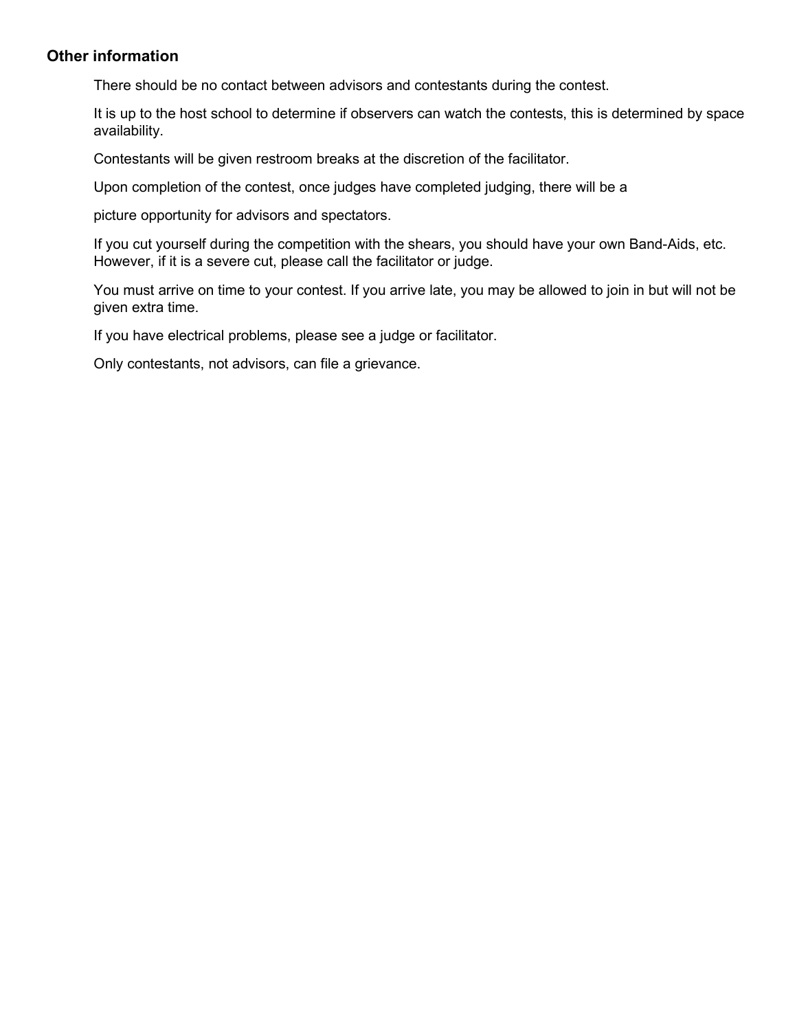## Other information

There should be no contact between advisors and contestants during the contest.

It is up to the host school to determine if observers can watch the contests, this is determined by space availability.

Contestants will be given restroom breaks at the discretion of the facilitator.

Upon completion of the contest, once judges have completed judging, there will be a

picture opportunity for advisors and spectators.

If you cut yourself during the competition with the shears, you should have your own Band-Aids, etc. However, if it is a severe cut, please call the facilitator or judge.

You must arrive on time to your contest. If you arrive late, you may be allowed to join in but will not be given extra time.

If you have electrical problems, please see a judge or facilitator.

Only contestants, not advisors, can file a grievance.